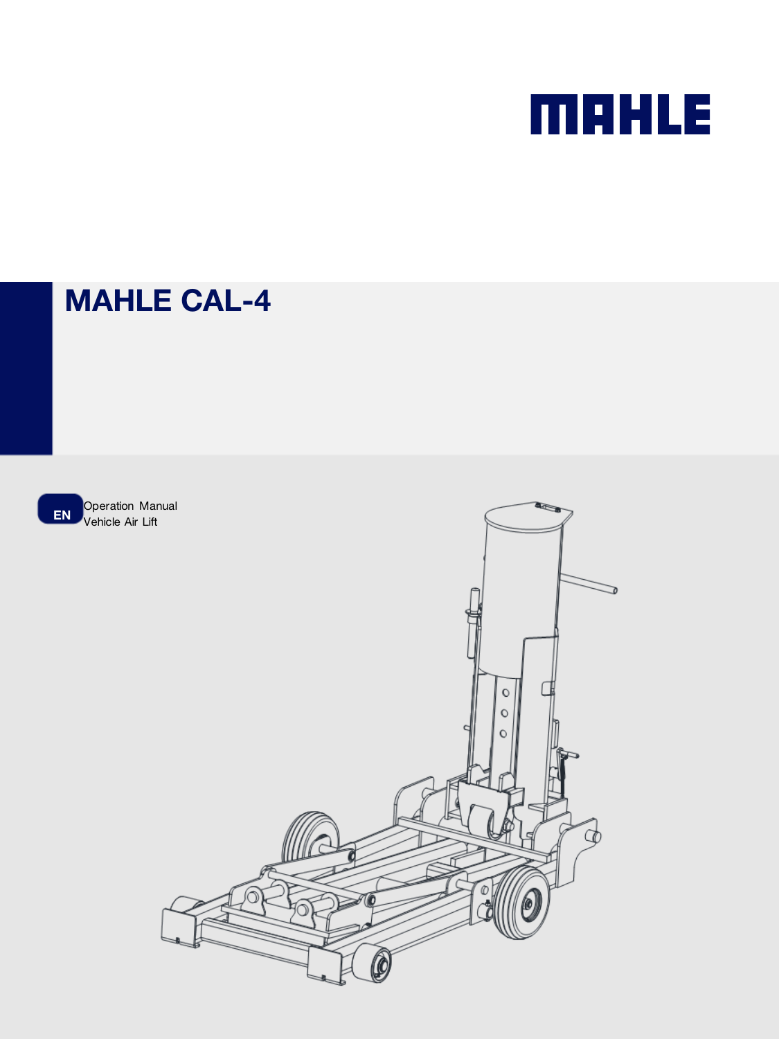MAHLE

# MAHLE CAL-4

EN

Operation Manual
Vehicle Air Lift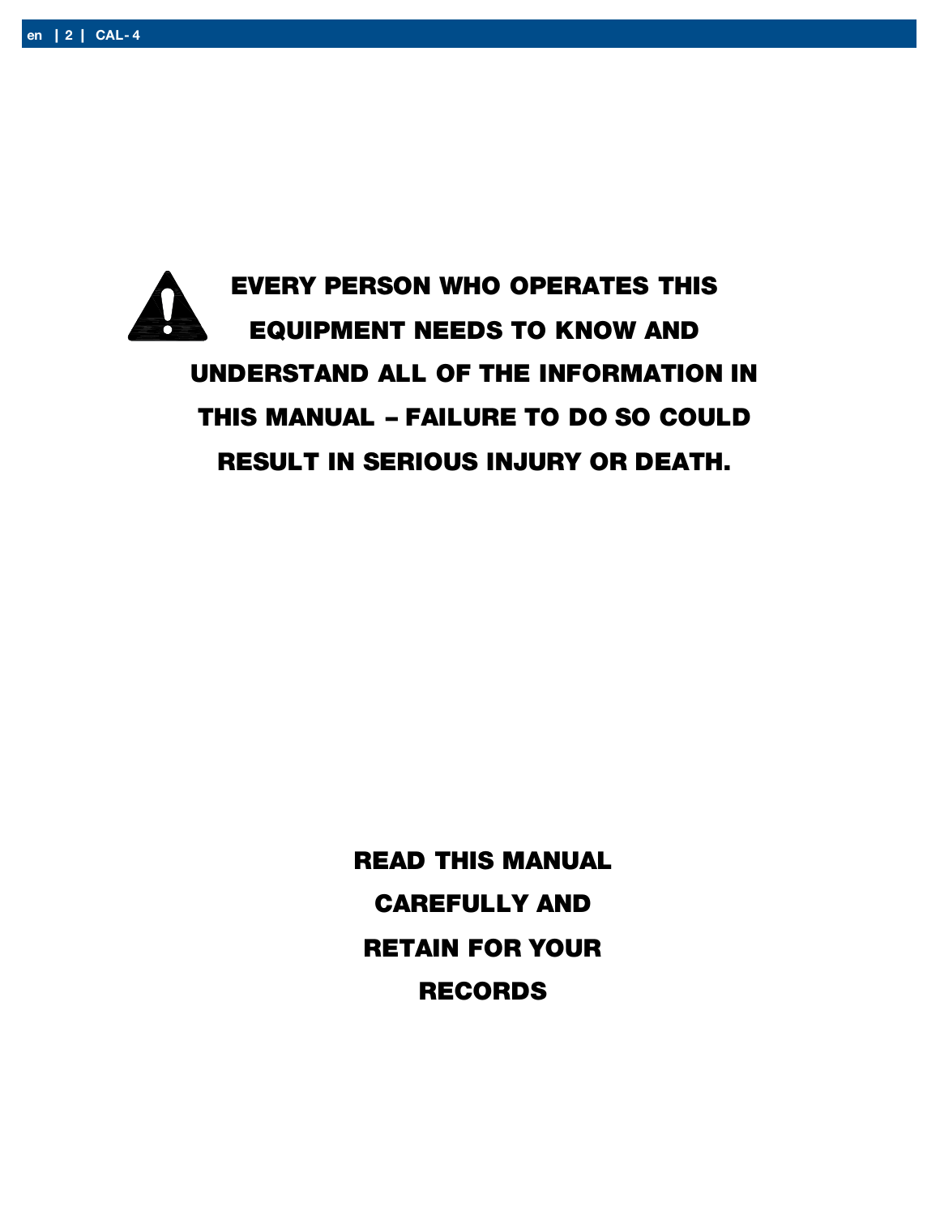**⚠ EVERY PERSON WHO OPERATES THIS EQUIPMENT NEEDS TO KNOW AND UNDERSTAND ALL OF THE INFORMATION IN THIS MANUAL – FAILURE TO DO SO COULD RESULT IN SERIOUS INJURY OR DEATH.**

**READ THIS MANUAL CAREFULLY AND RETAIN FOR YOUR RECORDS**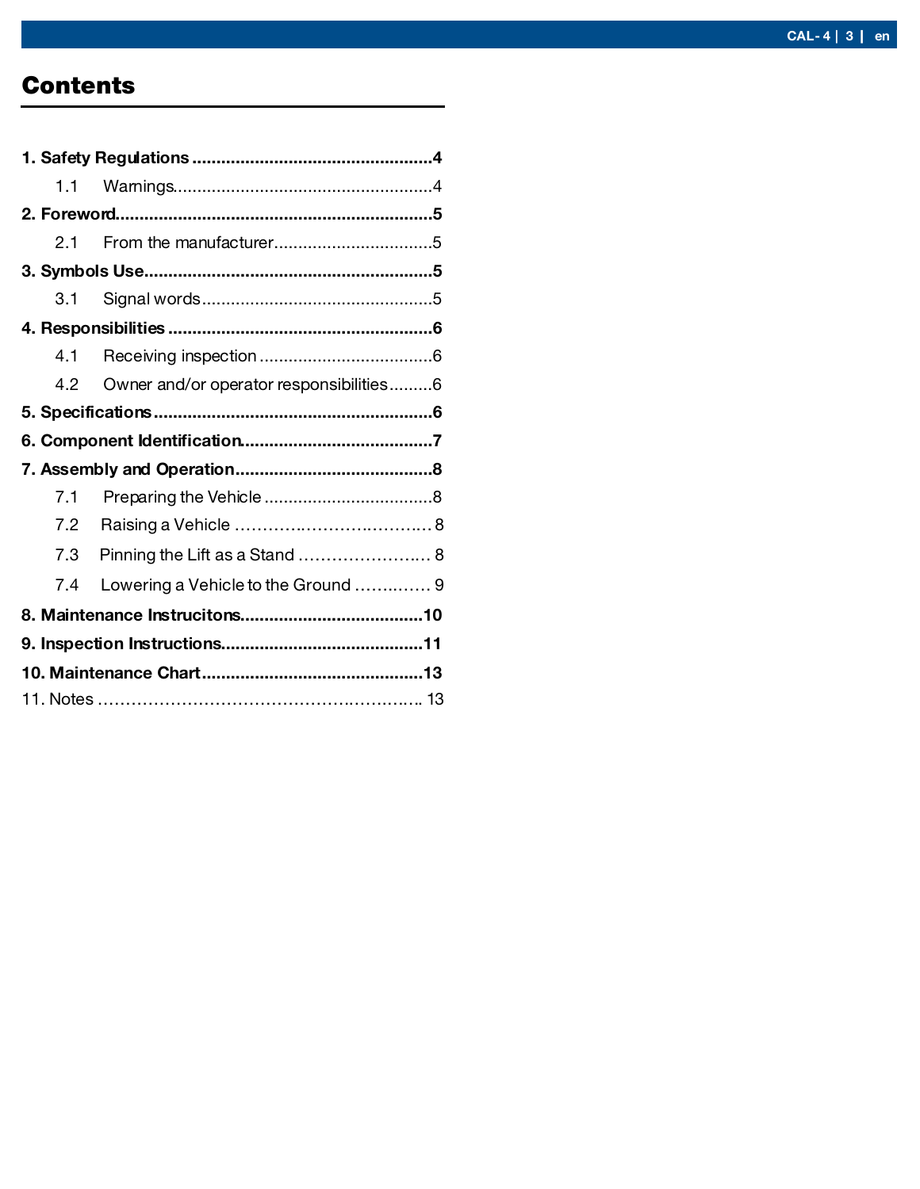# Contents

**1. Safety Regulations** ..................................................4

1.1 Warnings.....................................................4

**2. Foreword**.................................................................5

2.1 From the manufacturer................................5

**3. Symbols Use**...........................................................5

3.1 Signal words...............................................5

**4. Responsibilities** ......................................................6

4.1 Receiving inspection ...................................6

4.2 Owner and/or operator responsibilities.........6

**5. Specifications**.........................................................6

**6. Component Identification**.......................................7

**7. Assembly and Operation**........................................8

7.1 Preparing the Vehicle ..................................8

7.2 Raising a Vehicle ……………………………… 8

7.3 Pinning the Lift as a Stand ……………………. 8

7.4 Lowering a Vehicle to the Ground …………… 9

**8. Maintenance Instrucitons**.....................................10

**9. Inspection Instructions**.........................................11

**10. Maintenance Chart**.............................................13

11. Notes …………………………………………………. 13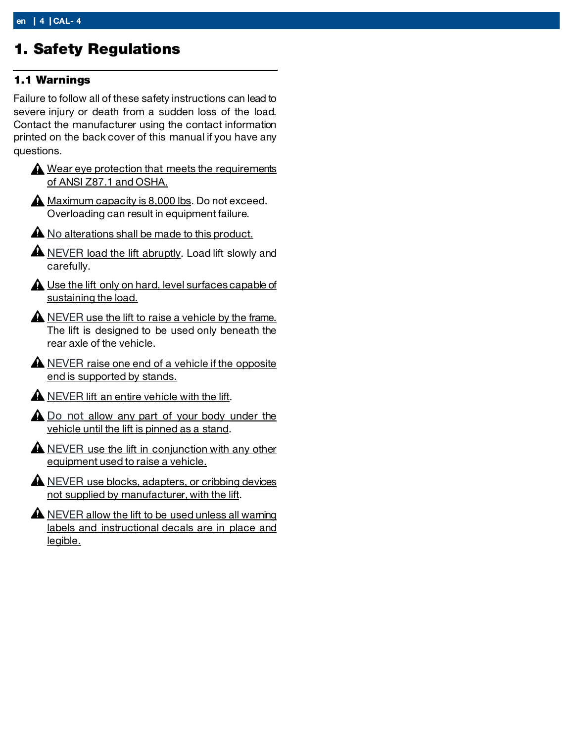# 1. Safety Regulations

## 1.1 Warnings

Failure to follow all of these safety instructions can lead to severe injury or death from a sudden loss of the load. Contact the manufacturer using the contact information printed on the back cover of this manual if you have any questions.

- ⚠ Wear eye protection that meets the requirements of ANSI Z87.1 and OSHA.
- ⚠ Maximum capacity is 8,000 lbs. Do not exceed. Overloading can result in equipment failure.
- ⚠ No alterations shall be made to this product.
- ⚠ NEVER load the lift abruptly. Load lift slowly and carefully.
- ⚠ Use the lift only on hard, level surfaces capable of sustaining the load.
- ⚠ NEVER use the lift to raise a vehicle by the frame. The lift is designed to be used only beneath the rear axle of the vehicle.
- ⚠ NEVER raise one end of a vehicle if the opposite end is supported by stands.
- ⚠ NEVER lift an entire vehicle with the lift.
- ⚠ Do not allow any part of your body under the vehicle until the lift is pinned as a stand.
- ⚠ NEVER use the lift in conjunction with any other equipment used to raise a vehicle.
- ⚠ NEVER use blocks, adapters, or cribbing devices not supplied by manufacturer, with the lift.
- ⚠ NEVER allow the lift to be used unless all warning labels and instructional decals are in place and legible.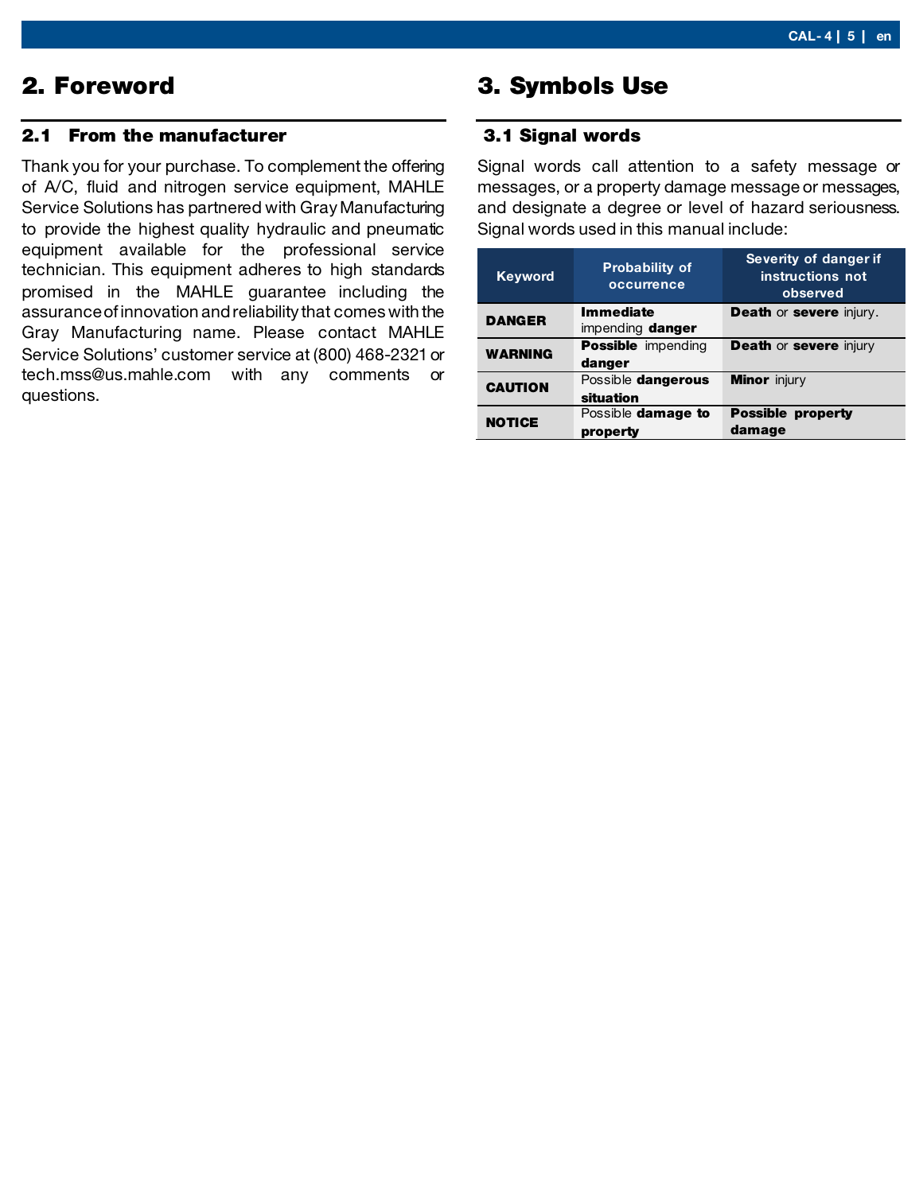# 2. Foreword

## 2.1 From the manufacturer

Thank you for your purchase. To complement the offering of A/C, fluid and nitrogen service equipment, MAHLE Service Solutions has partnered with Gray Manufacturing to provide the highest quality hydraulic and pneumatic equipment available for the professional service technician. This equipment adheres to high standards promised in the MAHLE guarantee including the assurance of innovation and reliability that comes with the Gray Manufacturing name. Please contact MAHLE Service Solutions' customer service at (800) 468-2321 or tech.mss@us.mahle.com with any comments or questions.

# 3. Symbols Use

## 3.1 Signal words

Signal words call attention to a safety message or messages, or a property damage message or messages, and designate a degree or level of hazard seriousness. Signal words used in this manual include:

| Keyword | Probability of occurrence | Severity of danger if instructions not observed |
| --- | --- | --- |
| **DANGER** | **Immediate** impending **danger** | **Death** or **severe** injury. |
| **WARNING** | **Possible** impending **danger** | **Death** or **severe** injury |
| **CAUTION** | Possible **dangerous situation** | **Minor** injury |
| **NOTICE** | Possible **damage to property** | **Possible property damage** |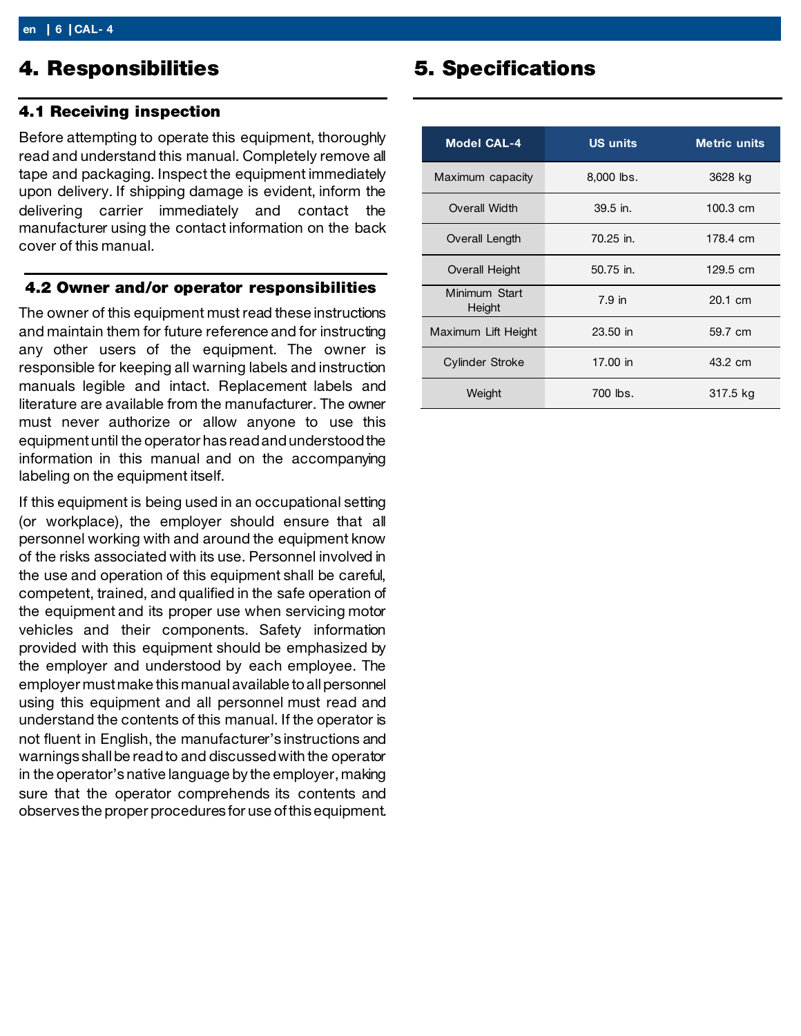# 4. Responsibilities

## 4.1 Receiving inspection

Before attempting to operate this equipment, thoroughly read and understand this manual. Completely remove all tape and packaging. Inspect the equipment immediately upon delivery. If shipping damage is evident, inform the delivering carrier immediately and contact the manufacturer using the contact information on the back cover of this manual.

## 4.2 Owner and/or operator responsibilities

The owner of this equipment must read these instructions and maintain them for future reference and for instructing any other users of the equipment. The owner is responsible for keeping all warning labels and instruction manuals legible and intact. Replacement labels and literature are available from the manufacturer. The owner must never authorize or allow anyone to use this equipment until the operator has read and understood the information in this manual and on the accompanying labeling on the equipment itself.

If this equipment is being used in an occupational setting (or workplace), the employer should ensure that all personnel working with and around the equipment know of the risks associated with its use. Personnel involved in the use and operation of this equipment shall be careful, competent, trained, and qualified in the safe operation of the equipment and its proper use when servicing motor vehicles and their components. Safety information provided with this equipment should be emphasized by the employer and understood by each employee. The employer must make this manual available to all personnel using this equipment and all personnel must read and understand the contents of this manual. If the operator is not fluent in English, the manufacturer's instructions and warnings shall be read to and discussed with the operator in the operator's native language by the employer, making sure that the operator comprehends its contents and observes the proper procedures for use of this equipment.

# 5. Specifications

| Model CAL-4 | US units | Metric units |
|---|---|---|
| Maximum capacity | 8,000 lbs. | 3628 kg |
| Overall Width | 39.5 in. | 100.3 cm |
| Overall Length | 70.25 in. | 178.4 cm |
| Overall Height | 50.75 in. | 129.5 cm |
| Minimum Start Height | 7.9 in | 20.1 cm |
| Maximum Lift Height | 23.50 in | 59.7 cm |
| Cylinder Stroke | 17.00 in | 43.2 cm |
| Weight | 700 lbs. | 317.5 kg |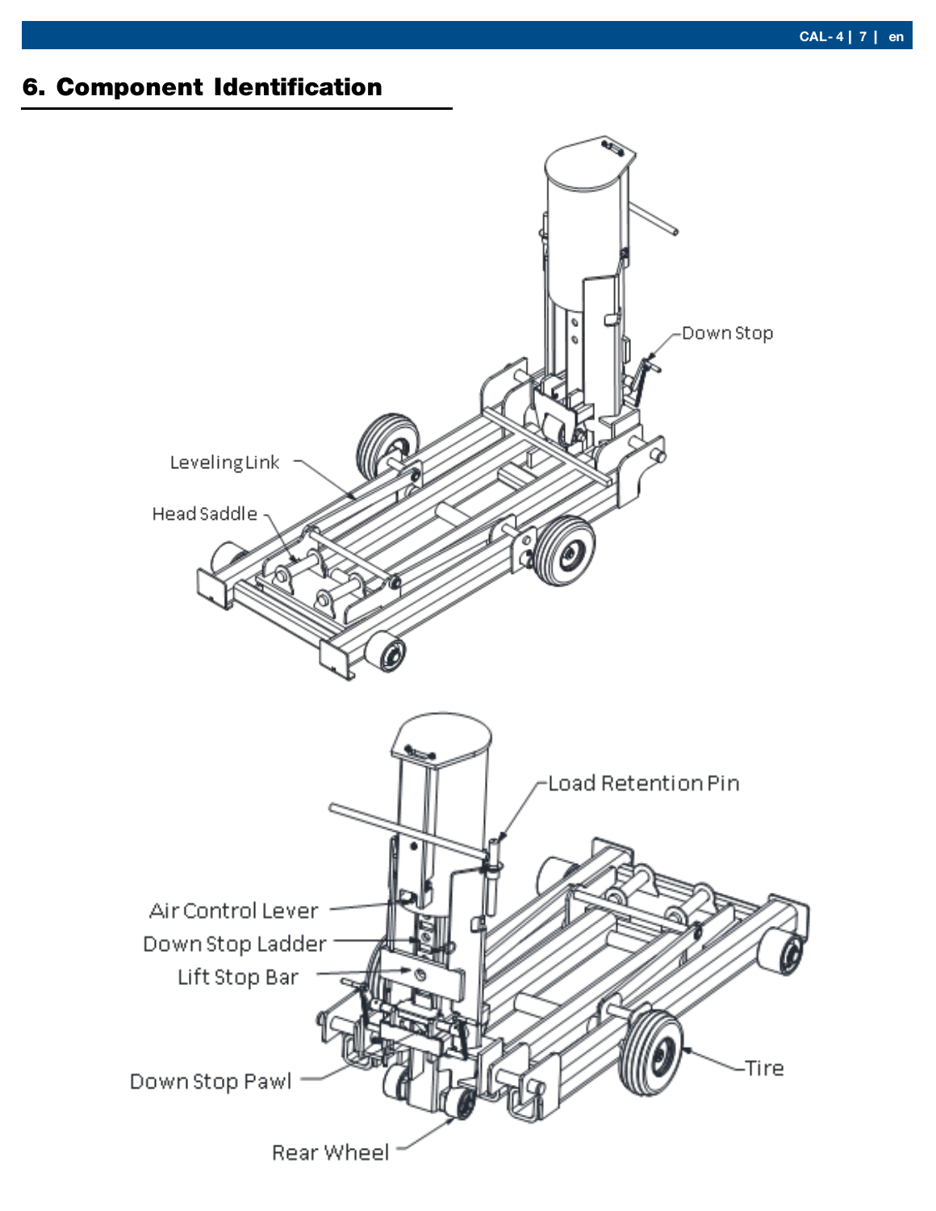## 6. Component Identification

Down Stop

Leveling Link

Head Saddle

Load Retention Pin

Air Control Lever

Down Stop Ladder

Lift Stop Bar

Tire

Down Stop Pawl

Rear Wheel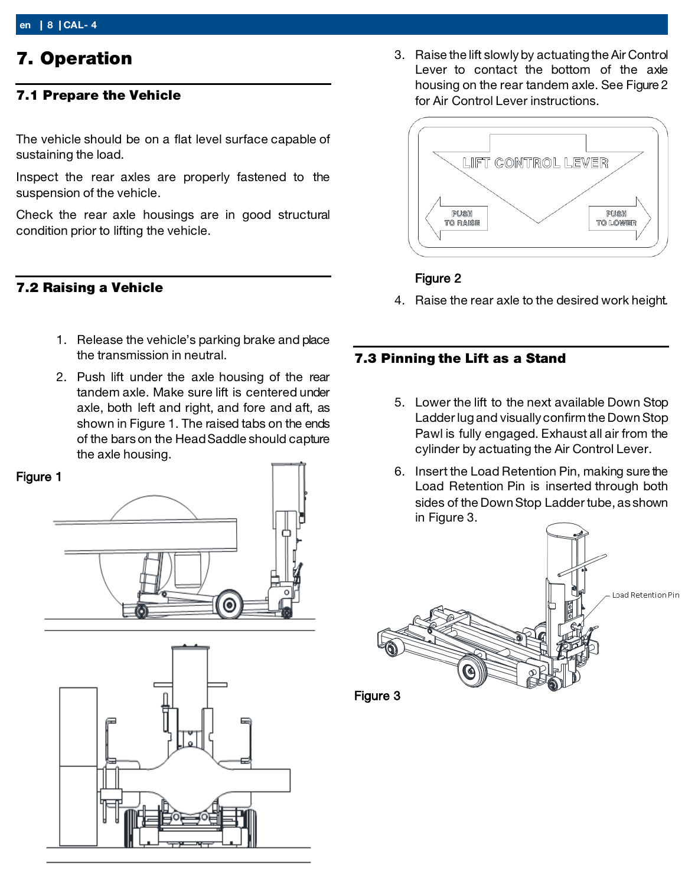# 7. Operation

## 7.1 Prepare the Vehicle

The vehicle should be on a flat level surface capable of sustaining the load.

Inspect the rear axles are properly fastened to the suspension of the vehicle.

Check the rear axle housings are in good structural condition prior to lifting the vehicle.

## 7.2 Raising a Vehicle

1. Release the vehicle's parking brake and place the transmission in neutral.
2. Push lift under the axle housing of the rear tandem axle. Make sure lift is centered under axle, both left and right, and fore and aft, as shown in Figure 1. The raised tabs on the ends of the bars on the Head Saddle should capture the axle housing.

Figure 1

3. Raise the lift slowly by actuating the Air Control Lever to contact the bottom of the axle housing on the rear tandem axle. See Figure 2 for Air Control Lever instructions.

Figure 2

4. Raise the rear axle to the desired work height.

## 7.3 Pinning the Lift as a Stand

5. Lower the lift to the next available Down Stop Ladder lug and visually confirm the Down Stop Pawl is fully engaged. Exhaust all air from the cylinder by actuating the Air Control Lever.
6. Insert the Load Retention Pin, making sure the Load Retention Pin is inserted through both sides of the Down Stop Ladder tube, as shown in Figure 3.

Figure 3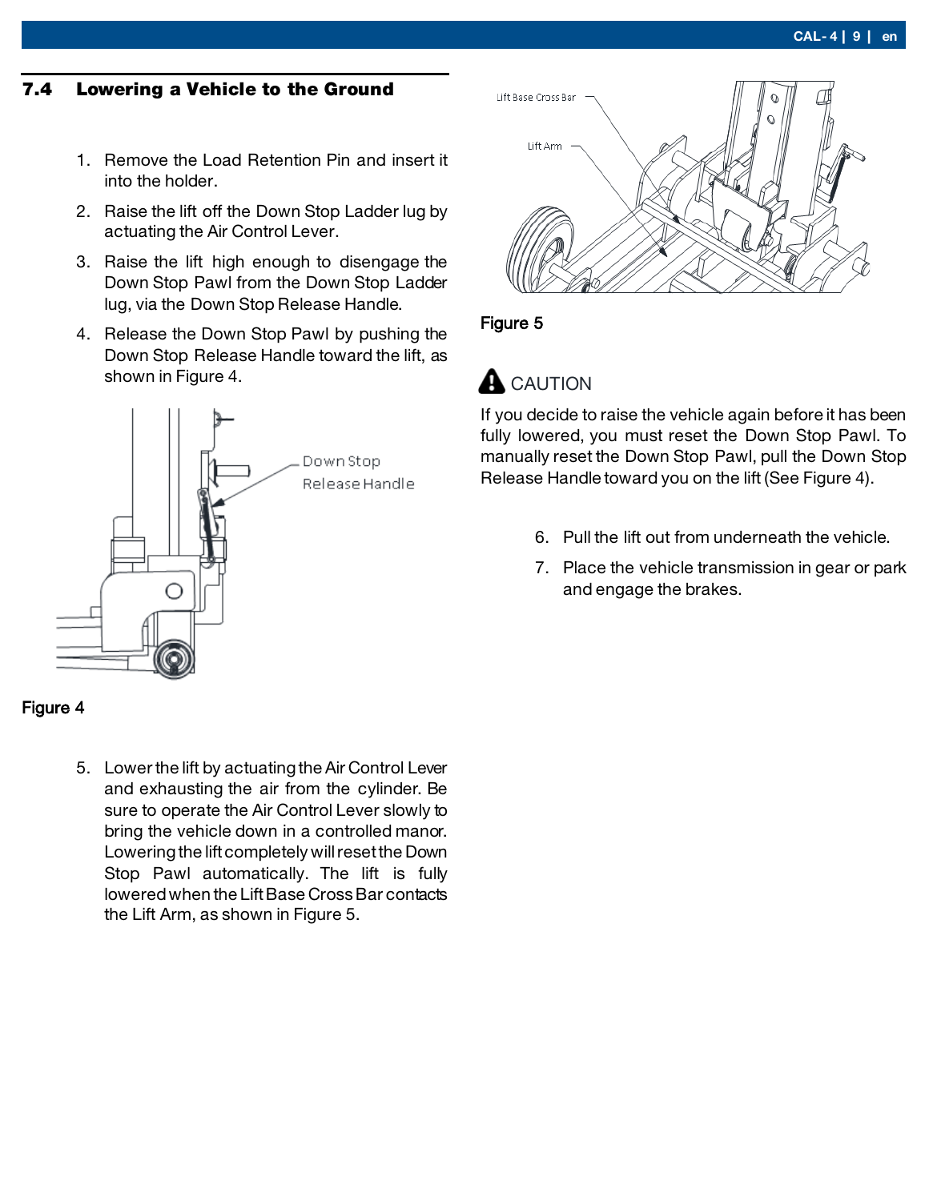## 7.4 Lowering a Vehicle to the Ground

1. Remove the Load Retention Pin and insert it into the holder.
2. Raise the lift off the Down Stop Ladder lug by actuating the Air Control Lever.
3. Raise the lift high enough to disengage the Down Stop Pawl from the Down Stop Ladder lug, via the Down Stop Release Handle.
4. Release the Down Stop Pawl by pushing the Down Stop Release Handle toward the lift, as shown in Figure 4.

Down Stop Release Handle

Figure 4

5. Lower the lift by actuating the Air Control Lever and exhausting the air from the cylinder. Be sure to operate the Air Control Lever slowly to bring the vehicle down in a controlled manor. Lowering the lift completely will reset the Down Stop Pawl automatically. The lift is fully lowered when the Lift Base Cross Bar contacts the Lift Arm, as shown in Figure 5.

Lift Base Cross Bar

Lift Arm

Figure 5

**⚠ CAUTION**

If you decide to raise the vehicle again before it has been fully lowered, you must reset the Down Stop Pawl. To manually reset the Down Stop Pawl, pull the Down Stop Release Handle toward you on the lift (See Figure 4).

6. Pull the lift out from underneath the vehicle.
7. Place the vehicle transmission in gear or park and engage the brakes.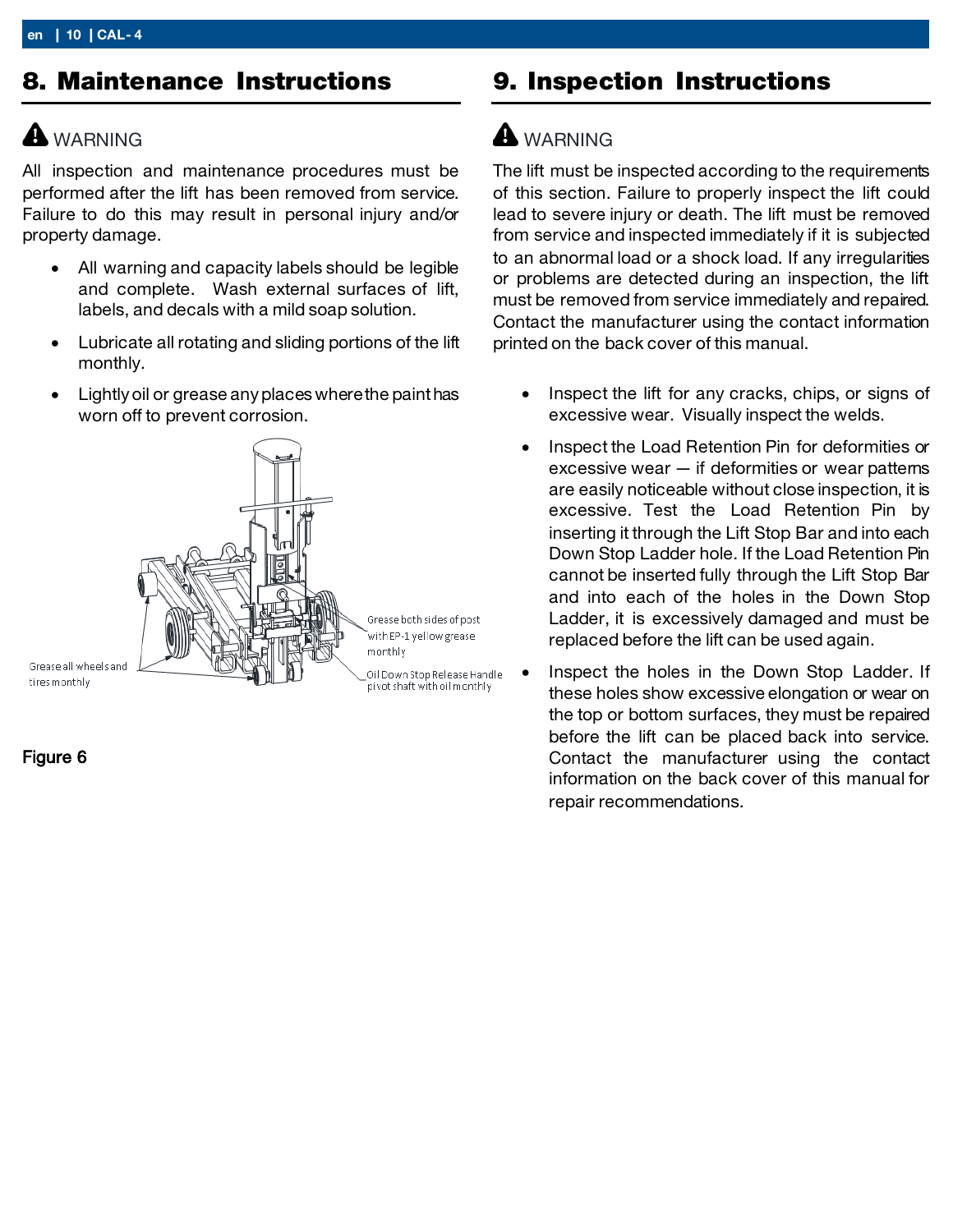## 8. Maintenance Instructions

⚠ WARNING

All inspection and maintenance procedures must be performed after the lift has been removed from service. Failure to do this may result in personal injury and/or property damage.

- All warning and capacity labels should be legible and complete. Wash external surfaces of lift, labels, and decals with a mild soap solution.
- Lubricate all rotating and sliding portions of the lift monthly.
- Lightly oil or grease any places where the paint has worn off to prevent corrosion.

Grease all wheels and tires monthly

Grease both sides of post with EP-1 yellow grease monthly

Oil Down Stop Release Handle pivot shaft with oil monthly

Figure 6

## 9. Inspection Instructions

⚠ WARNING

The lift must be inspected according to the requirements of this section. Failure to properly inspect the lift could lead to severe injury or death. The lift must be removed from service and inspected immediately if it is subjected to an abnormal load or a shock load. If any irregularities or problems are detected during an inspection, the lift must be removed from service immediately and repaired. Contact the manufacturer using the contact information printed on the back cover of this manual.

- Inspect the lift for any cracks, chips, or signs of excessive wear. Visually inspect the welds.
- Inspect the Load Retention Pin for deformities or excessive wear — if deformities or wear patterns are easily noticeable without close inspection, it is excessive. Test the Load Retention Pin by inserting it through the Lift Stop Bar and into each Down Stop Ladder hole. If the Load Retention Pin cannot be inserted fully through the Lift Stop Bar and into each of the holes in the Down Stop Ladder, it is excessively damaged and must be replaced before the lift can be used again.
- Inspect the holes in the Down Stop Ladder. If these holes show excessive elongation or wear on the top or bottom surfaces, they must be repaired before the lift can be placed back into service. Contact the manufacturer using the contact information on the back cover of this manual for repair recommendations.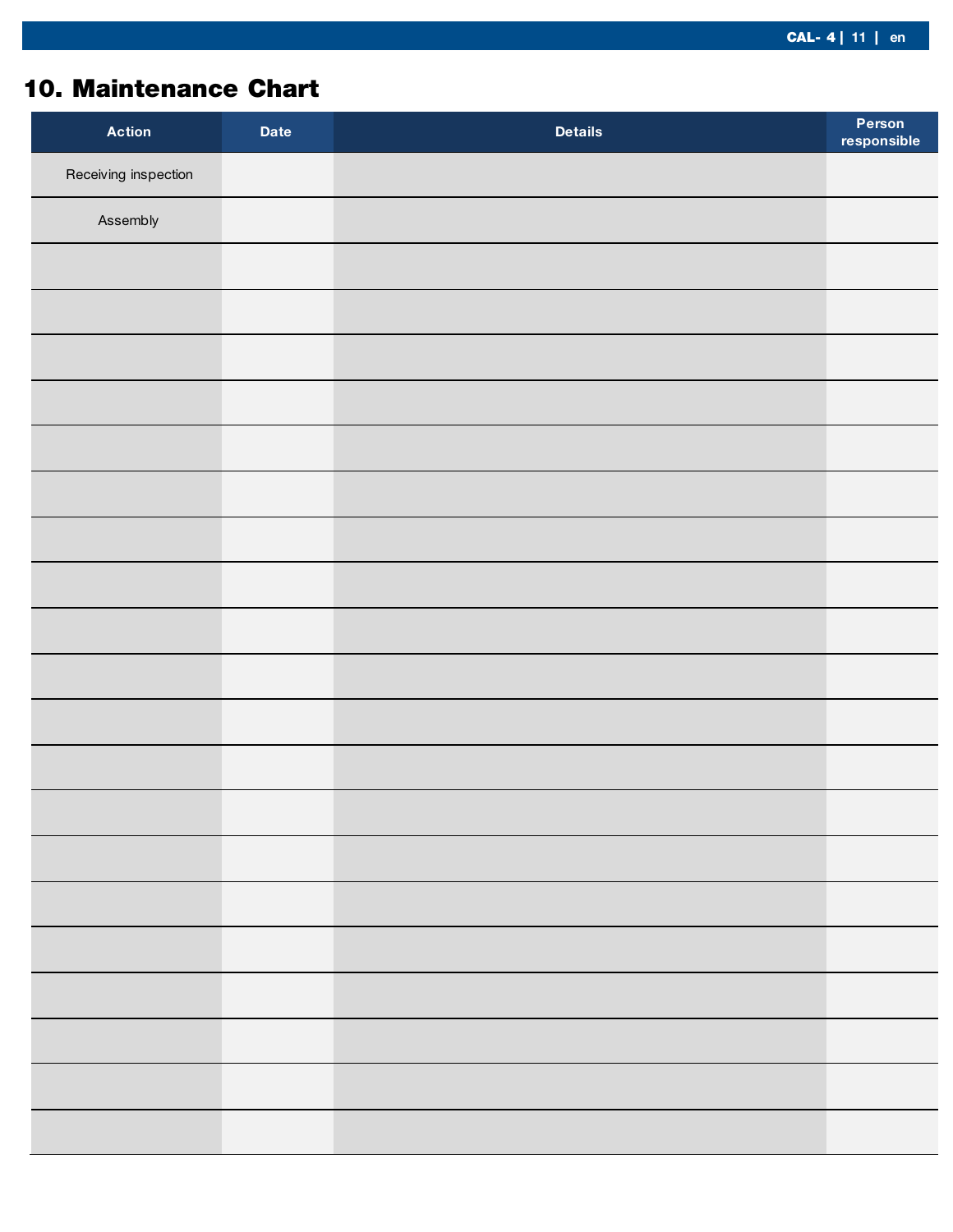## 10. Maintenance Chart

| Action | Date | Details | Person responsible |
|---|---|---|---|
| Receiving inspection | | | |
| Assembly | | | |
| | | | |
| | | | |
| | | | |
| | | | |
| | | | |
| | | | |
| | | | |
| | | | |
| | | | |
| | | | |
| | | | |
| | | | |
| | | | |
| | | | |
| | | | |
| | | | |
| | | | |
| | | | |
| | | | |
| | | | |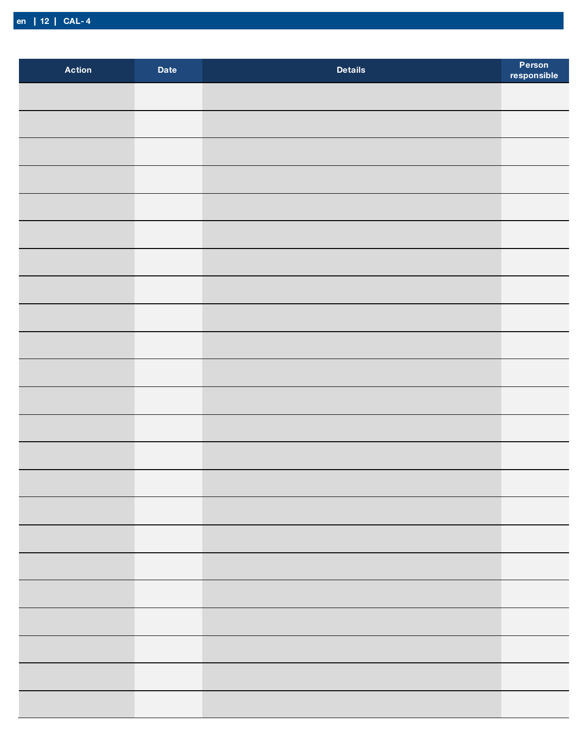| Action | Date | Details | Person responsible |
|---|---|---|---|
| | | | |
| | | | |
| | | | |
| | | | |
| | | | |
| | | | |
| | | | |
| | | | |
| | | | |
| | | | |
| | | | |
| | | | |
| | | | |
| | | | |
| | | | |
| | | | |
| | | | |
| | | | |
| | | | |
| | | | |
| | | | |
| | | | |
| | | | |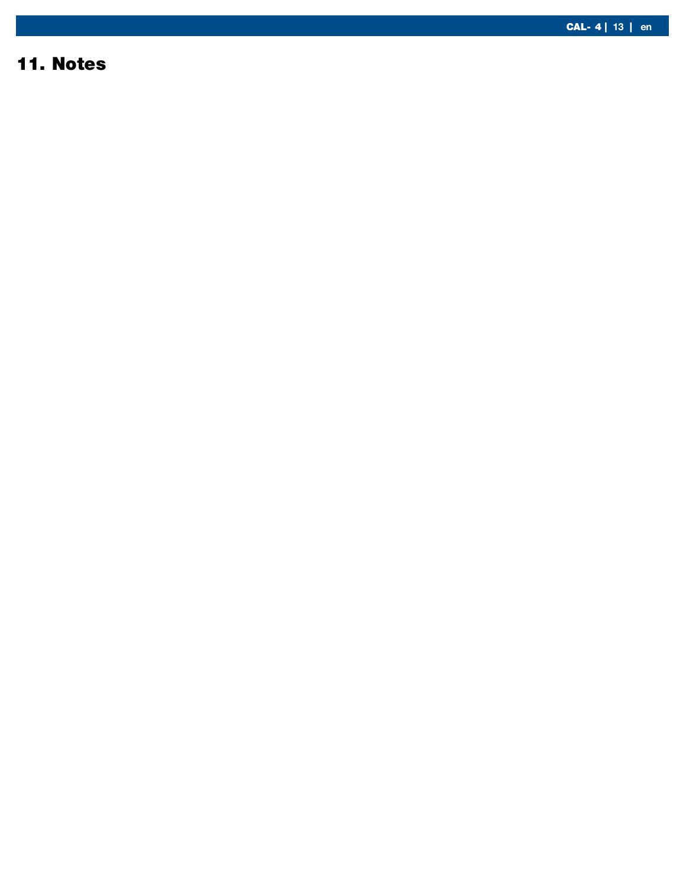# 11. Notes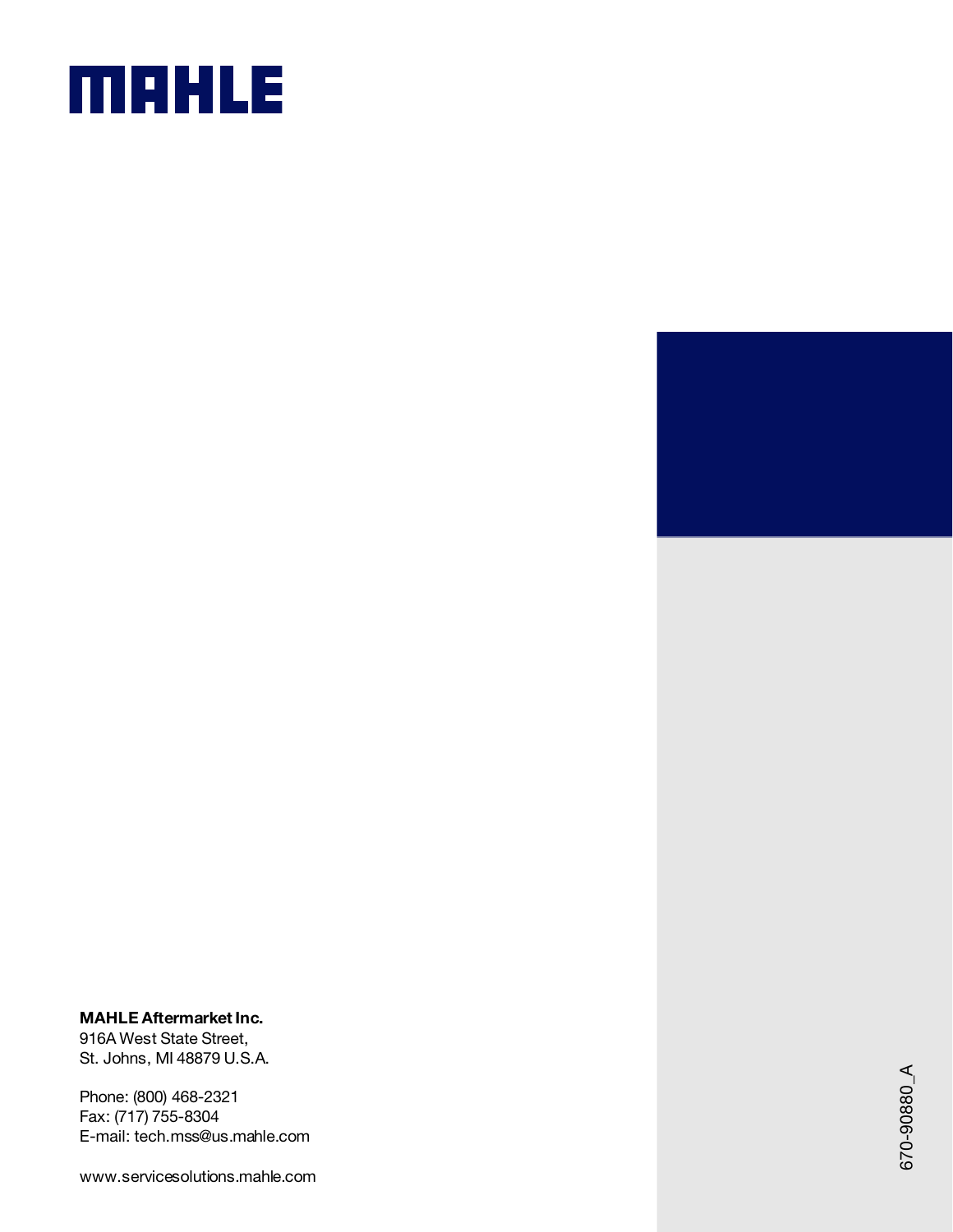MAHLE

**MAHLE Aftermarket Inc.**
916A West State Street,
St. Johns, MI 48879 U.S.A.

Phone: (800) 468-2321
Fax: (717) 755-8304
E-mail: tech.mss@us.mahle.com

www.servicesolutions.mahle.com

670-90880_A